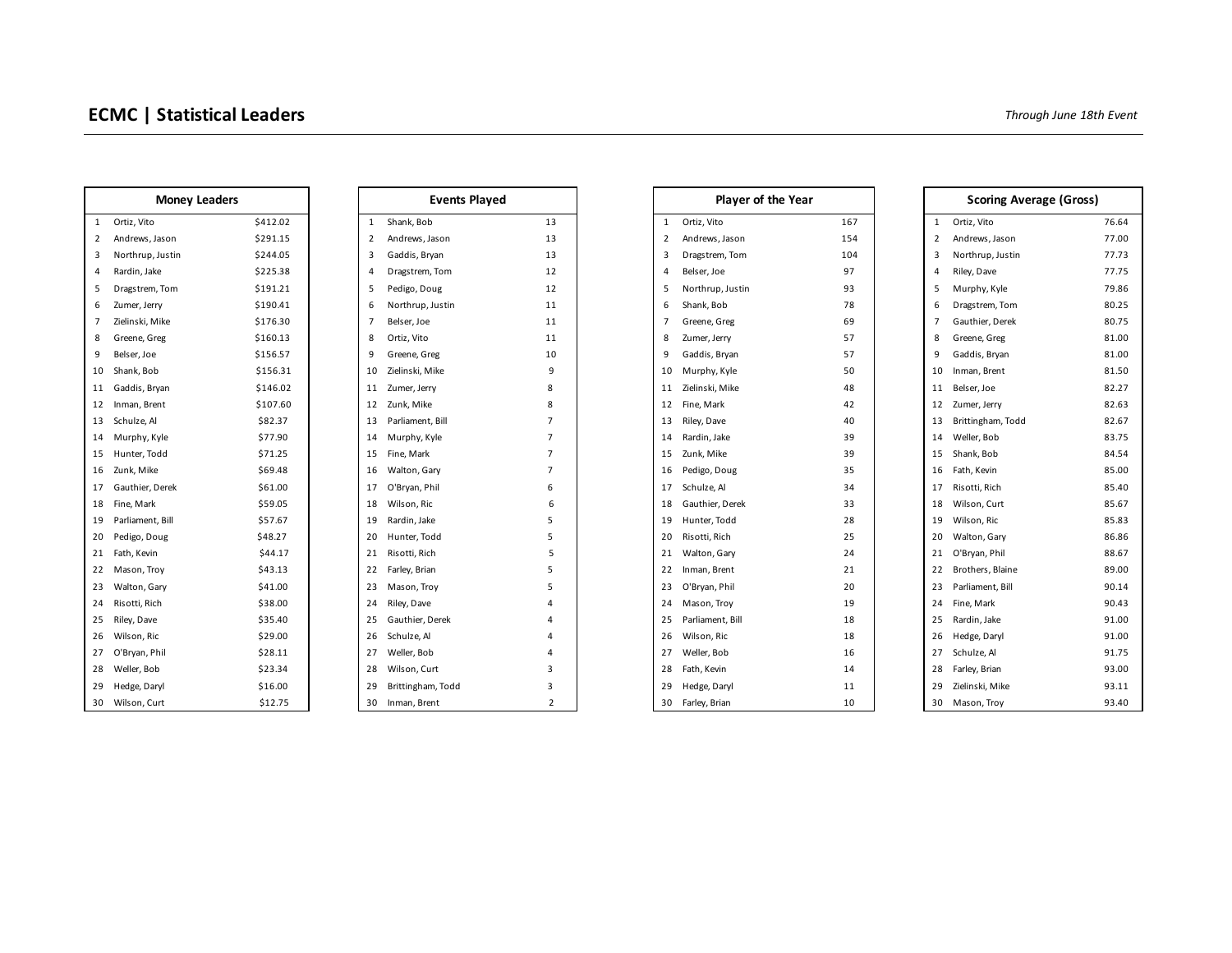# ECMC | Statistical Leaders

*Through June 18th Event*

| Money Leaders | | |
|---|---|---|
| 1 | Ortiz, Vito | $412.02 |
| 2 | Andrews, Jason | $291.15 |
| 3 | Northrup, Justin | $244.05 |
| 4 | Rardin, Jake | $225.38 |
| 5 | Dragstrem, Tom | $191.21 |
| 6 | Zumer, Jerry | $190.41 |
| 7 | Zielinski, Mike | $176.30 |
| 8 | Greene, Greg | $160.13 |
| 9 | Belser, Joe | $156.57 |
| 10 | Shank, Bob | $156.31 |
| 11 | Gaddis, Bryan | $146.02 |
| 12 | Inman, Brent | $107.60 |
| 13 | Schulze, Al | $82.37 |
| 14 | Murphy, Kyle | $77.90 |
| 15 | Hunter, Todd | $71.25 |
| 16 | Zunk, Mike | $69.48 |
| 17 | Gauthier, Derek | $61.00 |
| 18 | Fine, Mark | $59.05 |
| 19 | Parliament, Bill | $57.67 |
| 20 | Pedigo, Doug | $48.27 |
| 21 | Fath, Kevin | $44.17 |
| 22 | Mason, Troy | $43.13 |
| 23 | Walton, Gary | $41.00 |
| 24 | Risotti, Rich | $38.00 |
| 25 | Riley, Dave | $35.40 |
| 26 | Wilson, Ric | $29.00 |
| 27 | O'Bryan, Phil | $28.11 |
| 28 | Weller, Bob | $23.34 |
| 29 | Hedge, Daryl | $16.00 |
| 30 | Wilson, Curt | $12.75 |

| Events Played | | |
|---|---|---|
| 1 | Shank, Bob | 13 |
| 2 | Andrews, Jason | 13 |
| 3 | Gaddis, Bryan | 13 |
| 4 | Dragstrem, Tom | 12 |
| 5 | Pedigo, Doug | 12 |
| 6 | Northrup, Justin | 11 |
| 7 | Belser, Joe | 11 |
| 8 | Ortiz, Vito | 11 |
| 9 | Greene, Greg | 10 |
| 10 | Zielinski, Mike | 9 |
| 11 | Zumer, Jerry | 8 |
| 12 | Zunk, Mike | 8 |
| 13 | Parliament, Bill | 7 |
| 14 | Murphy, Kyle | 7 |
| 15 | Fine, Mark | 7 |
| 16 | Walton, Gary | 7 |
| 17 | O'Bryan, Phil | 6 |
| 18 | Wilson, Ric | 6 |
| 19 | Rardin, Jake | 5 |
| 20 | Hunter, Todd | 5 |
| 21 | Risotti, Rich | 5 |
| 22 | Farley, Brian | 5 |
| 23 | Mason, Troy | 5 |
| 24 | Riley, Dave | 4 |
| 25 | Gauthier, Derek | 4 |
| 26 | Schulze, Al | 4 |
| 27 | Weller, Bob | 4 |
| 28 | Wilson, Curt | 3 |
| 29 | Brittingham, Todd | 3 |
| 30 | Inman, Brent | 2 |

| Player of the Year | | |
|---|---|---|
| 1 | Ortiz, Vito | 167 |
| 2 | Andrews, Jason | 154 |
| 3 | Dragstrem, Tom | 104 |
| 4 | Belser, Joe | 97 |
| 5 | Northrup, Justin | 93 |
| 6 | Shank, Bob | 78 |
| 7 | Greene, Greg | 69 |
| 8 | Zumer, Jerry | 57 |
| 9 | Gaddis, Bryan | 57 |
| 10 | Murphy, Kyle | 50 |
| 11 | Zielinski, Mike | 48 |
| 12 | Fine, Mark | 42 |
| 13 | Riley, Dave | 40 |
| 14 | Rardin, Jake | 39 |
| 15 | Zunk, Mike | 39 |
| 16 | Pedigo, Doug | 35 |
| 17 | Schulze, Al | 34 |
| 18 | Gauthier, Derek | 33 |
| 19 | Hunter, Todd | 28 |
| 20 | Risotti, Rich | 25 |
| 21 | Walton, Gary | 24 |
| 22 | Inman, Brent | 21 |
| 23 | O'Bryan, Phil | 20 |
| 24 | Mason, Troy | 19 |
| 25 | Parliament, Bill | 18 |
| 26 | Wilson, Ric | 18 |
| 27 | Weller, Bob | 16 |
| 28 | Fath, Kevin | 14 |
| 29 | Hedge, Daryl | 11 |
| 30 | Farley, Brian | 10 |

| Scoring Average (Gross) | | |
|---|---|---|
| 1 | Ortiz, Vito | 76.64 |
| 2 | Andrews, Jason | 77.00 |
| 3 | Northrup, Justin | 77.73 |
| 4 | Riley, Dave | 77.75 |
| 5 | Murphy, Kyle | 79.86 |
| 6 | Dragstrem, Tom | 80.25 |
| 7 | Gauthier, Derek | 80.75 |
| 8 | Greene, Greg | 81.00 |
| 9 | Gaddis, Bryan | 81.00 |
| 10 | Inman, Brent | 81.50 |
| 11 | Belser, Joe | 82.27 |
| 12 | Zumer, Jerry | 82.63 |
| 13 | Brittingham, Todd | 82.67 |
| 14 | Weller, Bob | 83.75 |
| 15 | Shank, Bob | 84.54 |
| 16 | Fath, Kevin | 85.00 |
| 17 | Risotti, Rich | 85.40 |
| 18 | Wilson, Curt | 85.67 |
| 19 | Wilson, Ric | 85.83 |
| 20 | Walton, Gary | 86.86 |
| 21 | O'Bryan, Phil | 88.67 |
| 22 | Brothers, Blaine | 89.00 |
| 23 | Parliament, Bill | 90.14 |
| 24 | Fine, Mark | 90.43 |
| 25 | Rardin, Jake | 91.00 |
| 26 | Hedge, Daryl | 91.00 |
| 27 | Schulze, Al | 91.75 |
| 28 | Farley, Brian | 93.00 |
| 29 | Zielinski, Mike | 93.11 |
| 30 | Mason, Troy | 93.40 |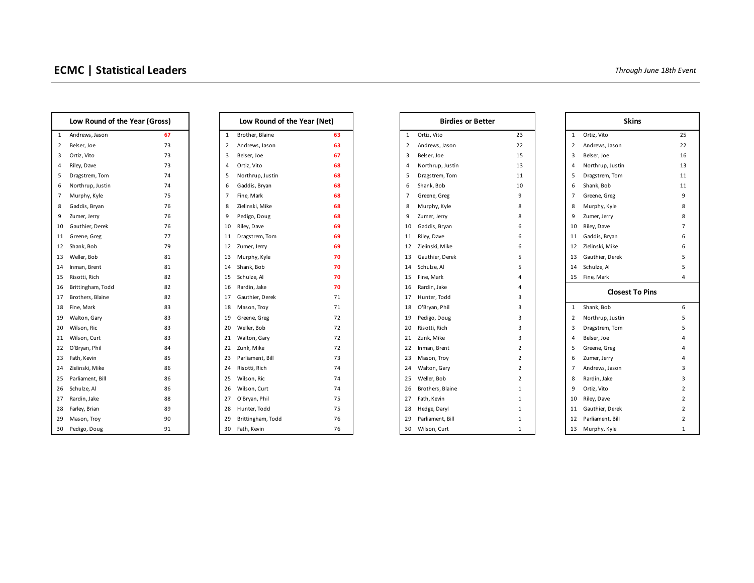# ECMC | Statistical Leaders

*Through June 18th Event*

## Low Round of the Year (Gross)

| | | |
|---|---|---|
| 1 | Andrews, Jason | 67 |
| 2 | Belser, Joe | 73 |
| 3 | Ortiz, Vito | 73 |
| 4 | Riley, Dave | 73 |
| 5 | Dragstrem, Tom | 74 |
| 6 | Northrup, Justin | 74 |
| 7 | Murphy, Kyle | 75 |
| 8 | Gaddis, Bryan | 76 |
| 9 | Zumer, Jerry | 76 |
| 10 | Gauthier, Derek | 76 |
| 11 | Greene, Greg | 77 |
| 12 | Shank, Bob | 79 |
| 13 | Weller, Bob | 81 |
| 14 | Inman, Brent | 81 |
| 15 | Risotti, Rich | 82 |
| 16 | Brittingham, Todd | 82 |
| 17 | Brothers, Blaine | 82 |
| 18 | Fine, Mark | 83 |
| 19 | Walton, Gary | 83 |
| 20 | Wilson, Ric | 83 |
| 21 | Wilson, Curt | 83 |
| 22 | O'Bryan, Phil | 84 |
| 23 | Fath, Kevin | 85 |
| 24 | Zielinski, Mike | 86 |
| 25 | Parliament, Bill | 86 |
| 26 | Schulze, Al | 86 |
| 27 | Rardin, Jake | 88 |
| 28 | Farley, Brian | 89 |
| 29 | Mason, Troy | 90 |
| 30 | Pedigo, Doug | 91 |

## Low Round of the Year (Net)

| | | |
|---|---|---|
| 1 | Brother, Blaine | 63 |
| 2 | Andrews, Jason | 63 |
| 3 | Belser, Joe | 67 |
| 4 | Ortiz, Vito | 68 |
| 5 | Northrup, Justin | 68 |
| 6 | Gaddis, Bryan | 68 |
| 7 | Fine, Mark | 68 |
| 8 | Zielinski, Mike | 68 |
| 9 | Pedigo, Doug | 68 |
| 10 | Riley, Dave | 69 |
| 11 | Dragstrem, Tom | 69 |
| 12 | Zumer, Jerry | 69 |
| 13 | Murphy, Kyle | 70 |
| 14 | Shank, Bob | 70 |
| 15 | Schulze, Al | 70 |
| 16 | Rardin, Jake | 70 |
| 17 | Gauthier, Derek | 71 |
| 18 | Mason, Troy | 71 |
| 19 | Greene, Greg | 72 |
| 20 | Weller, Bob | 72 |
| 21 | Walton, Gary | 72 |
| 22 | Zunk, Mike | 72 |
| 23 | Parliament, Bill | 73 |
| 24 | Risotti, Rich | 74 |
| 25 | Wilson, Ric | 74 |
| 26 | Wilson, Curt | 74 |
| 27 | O'Bryan, Phil | 75 |
| 28 | Hunter, Todd | 75 |
| 29 | Brittingham, Todd | 76 |
| 30 | Fath, Kevin | 76 |

## Birdies or Better

| | | |
|---|---|---|
| 1 | Ortiz, Vito | 23 |
| 2 | Andrews, Jason | 22 |
| 3 | Belser, Joe | 15 |
| 4 | Northrup, Justin | 13 |
| 5 | Dragstrem, Tom | 11 |
| 6 | Shank, Bob | 10 |
| 7 | Greene, Greg | 9 |
| 8 | Murphy, Kyle | 8 |
| 9 | Zumer, Jerry | 8 |
| 10 | Gaddis, Bryan | 6 |
| 11 | Riley, Dave | 6 |
| 12 | Zielinski, Mike | 6 |
| 13 | Gauthier, Derek | 5 |
| 14 | Schulze, Al | 5 |
| 15 | Fine, Mark | 4 |
| 16 | Rardin, Jake | 4 |
| 17 | Hunter, Todd | 3 |
| 18 | O'Bryan, Phil | 3 |
| 19 | Pedigo, Doug | 3 |
| 20 | Risotti, Rich | 3 |
| 21 | Zunk, Mike | 3 |
| 22 | Inman, Brent | 2 |
| 23 | Mason, Troy | 2 |
| 24 | Walton, Gary | 2 |
| 25 | Weller, Bob | 2 |
| 26 | Brothers, Blaine | 1 |
| 27 | Fath, Kevin | 1 |
| 28 | Hedge, Daryl | 1 |
| 29 | Parliament, Bill | 1 |
| 30 | Wilson, Curt | 1 |

## Skins

| | | |
|---|---|---|
| 1 | Ortiz, Vito | 25 |
| 2 | Andrews, Jason | 22 |
| 3 | Belser, Joe | 16 |
| 4 | Northrup, Justin | 13 |
| 5 | Dragstrem, Tom | 11 |
| 6 | Shank, Bob | 11 |
| 7 | Greene, Greg | 9 |
| 8 | Murphy, Kyle | 8 |
| 9 | Zumer, Jerry | 8 |
| 10 | Riley, Dave | 7 |
| 11 | Gaddis, Bryan | 6 |
| 12 | Zielinski, Mike | 6 |
| 13 | Gauthier, Derek | 5 |
| 14 | Schulze, Al | 5 |
| 15 | Fine, Mark | 4 |

## Closest To Pins

| | | |
|---|---|---|
| 1 | Shank, Bob | 6 |
| 2 | Northrup, Justin | 5 |
| 3 | Dragstrem, Tom | 5 |
| 4 | Belser, Joe | 4 |
| 5 | Greene, Greg | 4 |
| 6 | Zumer, Jerry | 4 |
| 7 | Andrews, Jason | 3 |
| 8 | Rardin, Jake | 3 |
| 9 | Ortiz, Vito | 2 |
| 10 | Riley, Dave | 2 |
| 11 | Gauthier, Derek | 2 |
| 12 | Parliament, Bill | 2 |
| 13 | Murphy, Kyle | 1 |